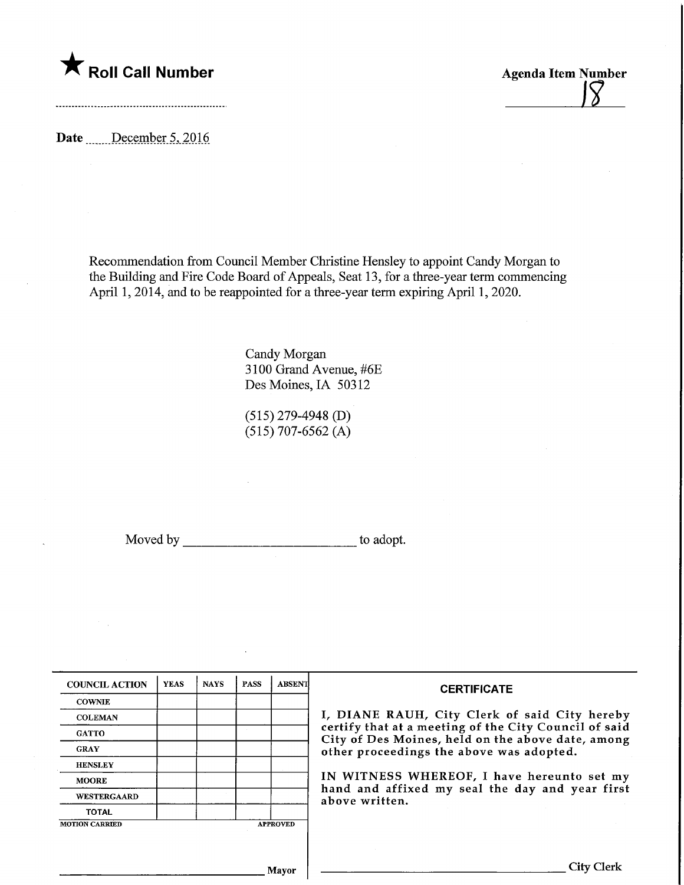★ **Roll Call Number**

**Agenda Item Number**

18

**Date** December 5, 2016

Recommendation from Council Member Christine Hensley to appoint Candy Morgan to the Building and Fire Code Board of Appeals, Seat 13, for a three-year term commencing April 1, 2014, and to be reappointed for a three-year term expiring April 1, 2020.

Candy Morgan
3100 Grand Avenue, #6E
Des Moines, IA 50312

(515) 279-4948 (D)
(515) 707-6562 (A)

Moved by ______________________ to adopt.

| COUNCIL ACTION | YEAS | NAYS | PASS | ABSENT |
|---|---|---|---|---|
| COWNIE | | | | |
| COLEMAN | | | | |
| GATTO | | | | |
| GRAY | | | | |
| HENSLEY | | | | |
| MOORE | | | | |
| WESTERGAARD | | | | |
| TOTAL | | | | |

MOTION CARRIED APPROVED

______________________ Mayor

**CERTIFICATE**

I, DIANE RAUH, City Clerk of said City hereby certify that at a meeting of the City Council of said City of Des Moines, held on the above date, among other proceedings the above was adopted.

IN WITNESS WHEREOF, I have hereunto set my hand and affixed my seal the day and year first above written.

______________________ City Clerk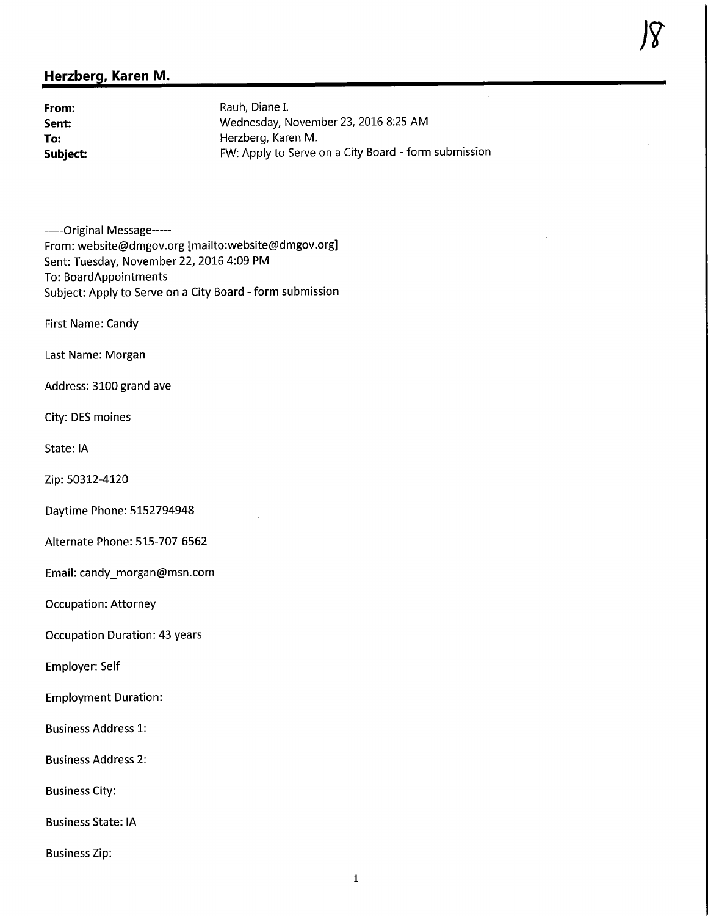18

## Herzberg, Karen M.

| | |
|---|---|
| **From:** | Rauh, Diane I. |
| **Sent:** | Wednesday, November 23, 2016 8:25 AM |
| **To:** | Herzberg, Karen M. |
| **Subject:** | FW: Apply to Serve on a City Board - form submission |

-----Original Message-----
From: website@dmgov.org [mailto:website@dmgov.org]
Sent: Tuesday, November 22, 2016 4:09 PM
To: BoardAppointments
Subject: Apply to Serve on a City Board - form submission

First Name: Candy

Last Name: Morgan

Address: 3100 grand ave

City: DES moines

State: IA

Zip: 50312-4120

Daytime Phone: 5152794948

Alternate Phone: 515-707-6562

Email: candy_morgan@msn.com

Occupation: Attorney

Occupation Duration: 43 years

Employer: Self

Employment Duration:

Business Address 1:

Business Address 2:

Business City:

Business State: IA

Business Zip: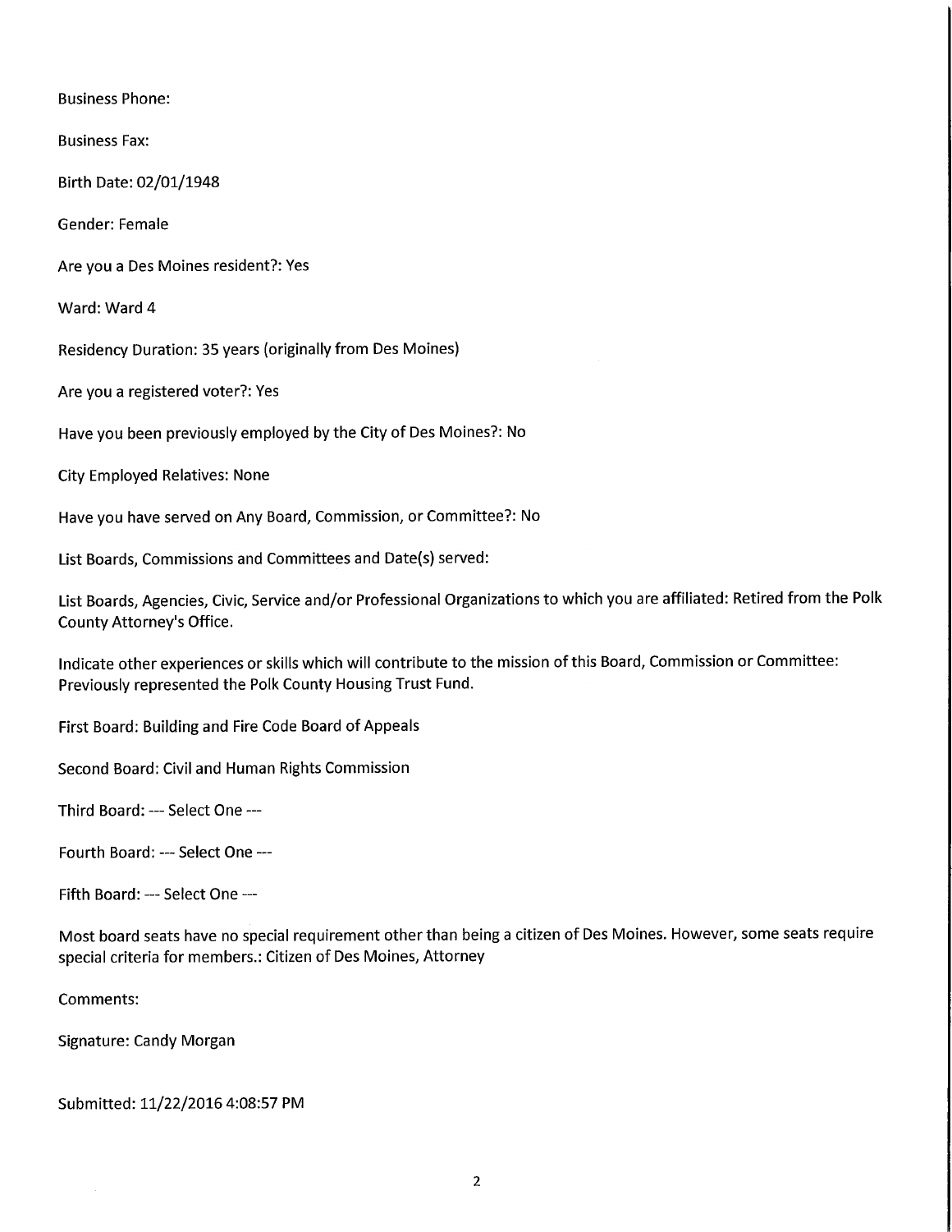Business Phone:

Business Fax:

Birth Date: 02/01/1948

Gender: Female

Are you a Des Moines resident?: Yes

Ward: Ward 4

Residency Duration: 35 years (originally from Des Moines)

Are you a registered voter?: Yes

Have you been previously employed by the City of Des Moines?: No

City Employed Relatives: None

Have you have served on Any Board, Commission, or Committee?: No

List Boards, Commissions and Committees and Date(s) served:

List Boards, Agencies, Civic, Service and/or Professional Organizations to which you are affiliated: Retired from the Polk County Attorney's Office.

Indicate other experiences or skills which will contribute to the mission of this Board, Commission or Committee: Previously represented the Polk County Housing Trust Fund.

First Board: Building and Fire Code Board of Appeals

Second Board: Civil and Human Rights Commission

Third Board: --- Select One ---

Fourth Board: --- Select One ---

Fifth Board: --- Select One ---

Most board seats have no special requirement other than being a citizen of Des Moines. However, some seats require special criteria for members.: Citizen of Des Moines, Attorney

Comments:

Signature: Candy Morgan

Submitted: 11/22/2016 4:08:57 PM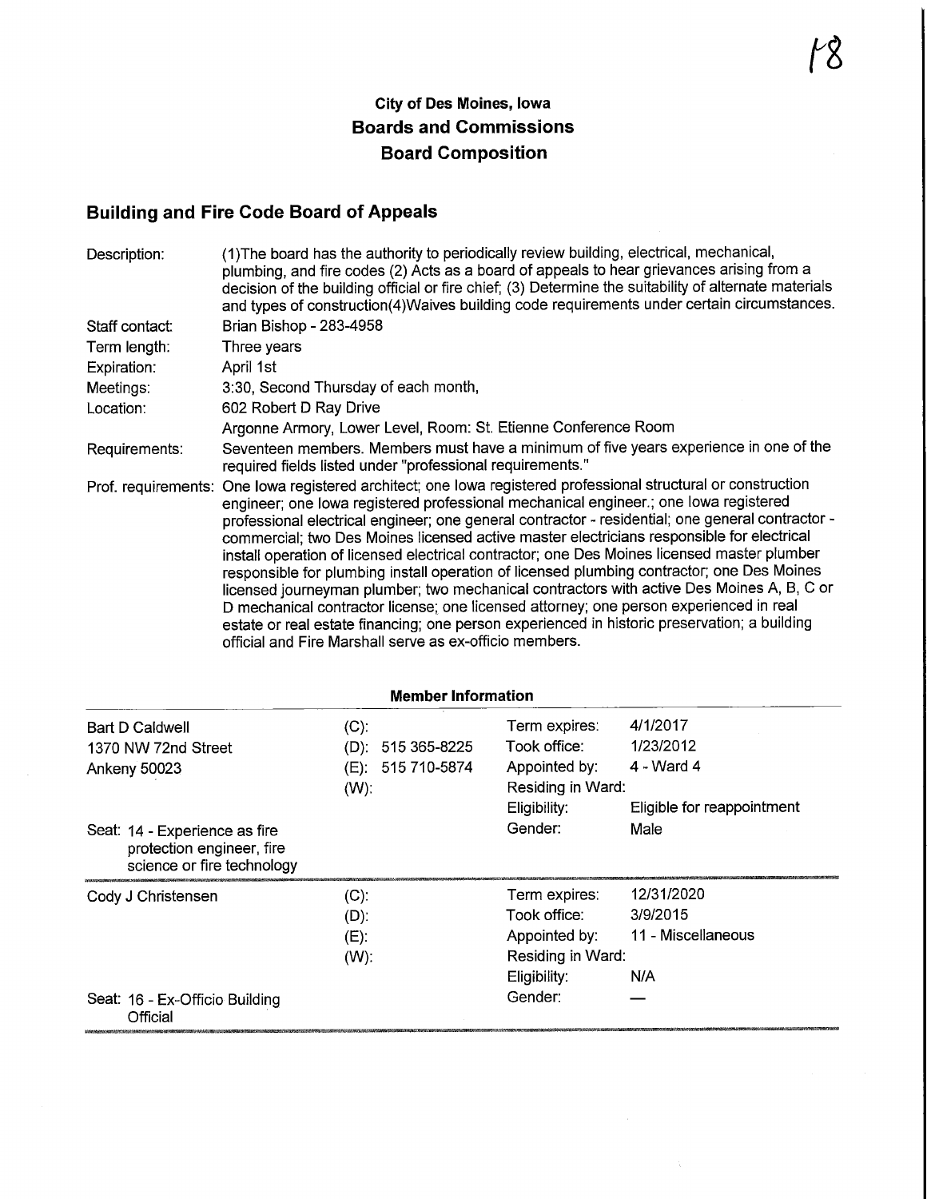18

# City of Des Moines, Iowa
## Boards and Commissions
## Board Composition

## Building and Fire Code Board of Appeals

| | |
|---|---|
| Description: | (1)The board has the authority to periodically review building, electrical, mechanical, plumbing, and fire codes (2) Acts as a board of appeals to hear grievances arising from a decision of the building official or fire chief; (3) Determine the suitability of alternate materials and types of construction(4)Waives building code requirements under certain circumstances. |
| Staff contact: | Brian Bishop - 283-4958 |
| Term length: | Three years |
| Expiration: | April 1st |
| Meetings: | 3:30, Second Thursday of each month, |
| Location: | 602 Robert D Ray Drive<br>Argonne Armory, Lower Level, Room: St. Etienne Conference Room |
| Requirements: | Seventeen members. Members must have a minimum of five years experience in one of the required fields listed under "professional requirements." |
| Prof. requirements: | One Iowa registered architect; one Iowa registered professional structural or construction engineer; one Iowa registered professional mechanical engineer.; one Iowa registered professional electrical engineer; one general contractor - residential; one general contractor - commercial; two Des Moines licensed active master electricians responsible for electrical install operation of licensed electrical contractor; one Des Moines licensed master plumber responsible for plumbing install operation of licensed plumbing contractor; one Des Moines licensed journeyman plumber; two mechanical contractors with active Des Moines A, B, C or D mechanical contractor license; one licensed attorney; one person experienced in real estate or real estate financing; one person experienced in historic preservation; a building official and Fire Marshall serve as ex-officio members. |

### Member Information

| Member | Phone | | |
|---|---|---|---|
| Bart D Caldwell<br>1370 NW 72nd Street<br>Ankeny 50023<br><br>Seat: 14 - Experience as fire protection engineer, fire science or fire technology | (C):<br>(D): 515 365-8225<br>(E): 515 710-5874<br>(W): | Term expires:<br>Took office:<br>Appointed by:<br>Residing in Ward:<br>Eligibility:<br>Gender: | 4/1/2017<br>1/23/2012<br>4 - Ward 4<br><br>Eligible for reappointment<br>Male |
| Cody J Christensen<br><br>Seat: 16 - Ex-Officio Building Official | (C):<br>(D):<br>(E):<br>(W): | Term expires:<br>Took office:<br>Appointed by:<br>Residing in Ward:<br>Eligibility:<br>Gender: | 12/31/2020<br>3/9/2015<br>11 - Miscellaneous<br><br>N/A<br>— |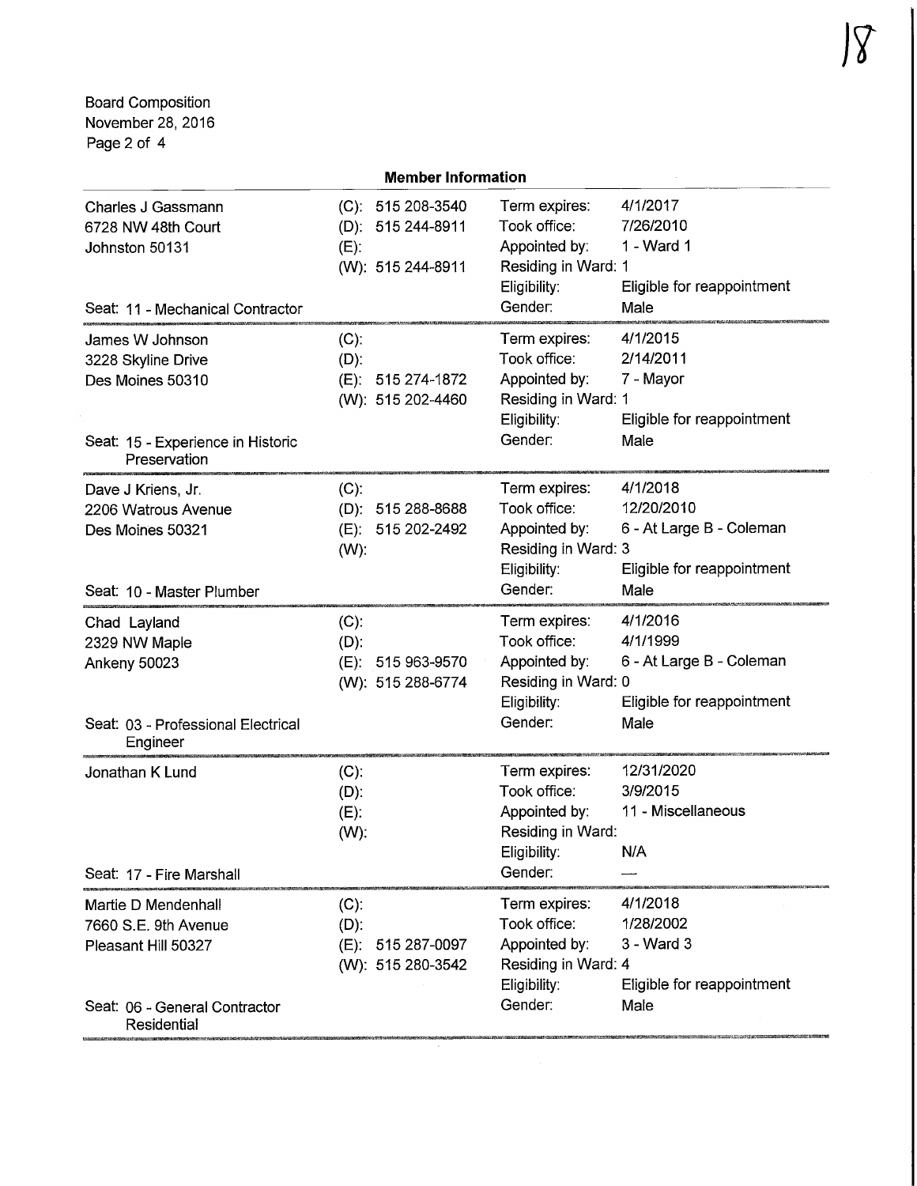Board Composition
November 28, 2016

## Member Information

| Member | Phone | Details | |
|---|---|---|---|
| Charles J Gassmann<br>6728 NW 48th Court<br>Johnston 50131<br><br>Seat: 11 - Mechanical Contractor | (C): 515 208-3540<br>(D): 515 244-8911<br>(E):<br>(W): 515 244-8911 | Term expires:<br>Took office:<br>Appointed by:<br>Residing in Ward:<br>Eligibility:<br>Gender: | 4/1/2017<br>7/26/2010<br>1 - Ward 1<br>1<br>Eligible for reappointment<br>Male |
| James W Johnson<br>3228 Skyline Drive<br>Des Moines 50310<br><br>Seat: 15 - Experience in Historic Preservation | (C):<br>(D):<br>(E): 515 274-1872<br>(W): 515 202-4460 | Term expires:<br>Took office:<br>Appointed by:<br>Residing in Ward:<br>Eligibility:<br>Gender: | 4/1/2015<br>2/14/2011<br>7 - Mayor<br>1<br>Eligible for reappointment<br>Male |
| Dave J Kriens, Jr.<br>2206 Watrous Avenue<br>Des Moines 50321<br><br>Seat: 10 - Master Plumber | (C):<br>(D): 515 288-8688<br>(E): 515 202-2492<br>(W): | Term expires:<br>Took office:<br>Appointed by:<br>Residing in Ward:<br>Eligibility:<br>Gender: | 4/1/2018<br>12/20/2010<br>6 - At Large B - Coleman<br>3<br>Eligible for reappointment<br>Male |
| Chad Layland<br>2329 NW Maple<br>Ankeny 50023<br><br>Seat: 03 - Professional Electrical Engineer | (C):<br>(D):<br>(E): 515 963-9570<br>(W): 515 288-6774 | Term expires:<br>Took office:<br>Appointed by:<br>Residing in Ward:<br>Eligibility:<br>Gender: | 4/1/2016<br>4/1/1999<br>6 - At Large B - Coleman<br>0<br>Eligible for reappointment<br>Male |
| Jonathan K Lund<br><br>Seat: 17 - Fire Marshall | (C):<br>(D):<br>(E):<br>(W): | Term expires:<br>Took office:<br>Appointed by:<br>Residing in Ward:<br>Eligibility:<br>Gender: | 12/31/2020<br>3/9/2015<br>11 - Miscellaneous<br><br>N/A<br>— |
| Martie D Mendenhall<br>7660 S.E. 9th Avenue<br>Pleasant Hill 50327<br><br>Seat: 06 - General Contractor Residential | (C):<br>(D):<br>(E): 515 287-0097<br>(W): 515 280-3542 | Term expires:<br>Took office:<br>Appointed by:<br>Residing in Ward:<br>Eligibility:<br>Gender: | 4/1/2018<br>1/28/2002<br>3 - Ward 3<br>4<br>Eligible for reappointment<br>Male |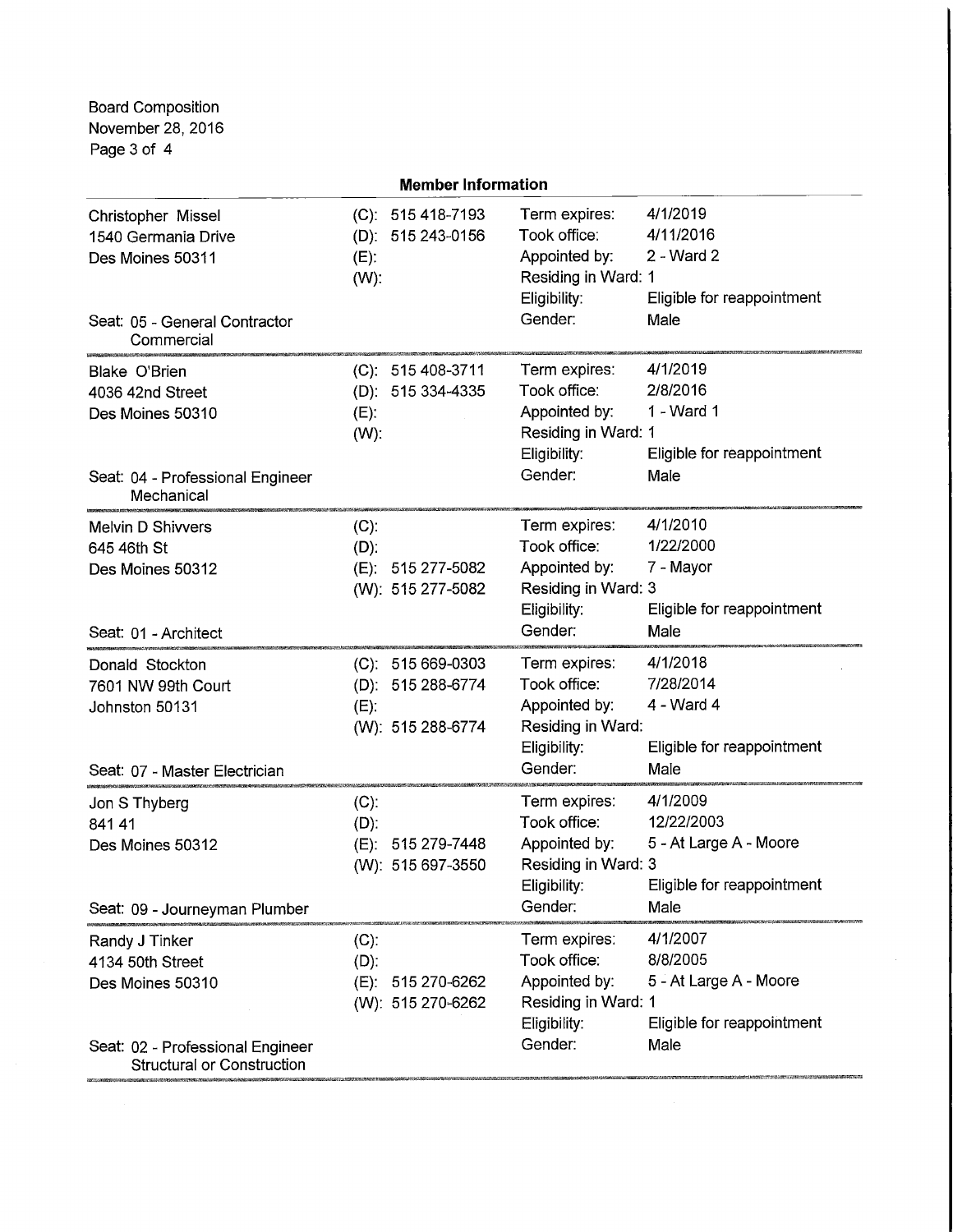Board Composition
November 28, 2016

## Member Information

---

Christopher Missel
1540 Germania Drive
Des Moines 50311

(C): 515 418-7193
(D): 515 243-0156
(E):
(W):

Term expires: 4/1/2019
Took office: 4/11/2016
Appointed by: 2 - Ward 2
Residing in Ward: 1
Eligibility: Eligible for reappointment
Gender: Male

Seat: 05 - General Contractor Commercial

---

Blake O'Brien
4036 42nd Street
Des Moines 50310

(C): 515 408-3711
(D): 515 334-4335
(E):
(W):

Term expires: 4/1/2019
Took office: 2/8/2016
Appointed by: 1 - Ward 1
Residing in Ward: 1
Eligibility: Eligible for reappointment
Gender: Male

Seat: 04 - Professional Engineer Mechanical

---

Melvin D Shivvers
645 46th St
Des Moines 50312

(C):
(D):
(E): 515 277-5082
(W): 515 277-5082

Term expires: 4/1/2010
Took office: 1/22/2000
Appointed by: 7 - Mayor
Residing in Ward: 3
Eligibility: Eligible for reappointment
Gender: Male

Seat: 01 - Architect

---

Donald Stockton
7601 NW 99th Court
Johnston 50131

(C): 515 669-0303
(D): 515 288-6774
(E):
(W): 515 288-6774

Term expires: 4/1/2018
Took office: 7/28/2014
Appointed by: 4 - Ward 4
Residing in Ward:
Eligibility: Eligible for reappointment
Gender: Male

Seat: 07 - Master Electrician

---

Jon S Thyberg
841 41
Des Moines 50312

(C):
(D):
(E): 515 279-7448
(W): 515 697-3550

Term expires: 4/1/2009
Took office: 12/22/2003
Appointed by: 5 - At Large A - Moore
Residing in Ward: 3
Eligibility: Eligible for reappointment
Gender: Male

Seat: 09 - Journeyman Plumber

---

Randy J Tinker
4134 50th Street
Des Moines 50310

(C):
(D):
(E): 515 270-6262
(W): 515 270-6262

Term expires: 4/1/2007
Took office: 8/8/2005
Appointed by: 5 - At Large A - Moore
Residing in Ward: 1
Eligibility: Eligible for reappointment
Gender: Male

Seat: 02 - Professional Engineer Structural or Construction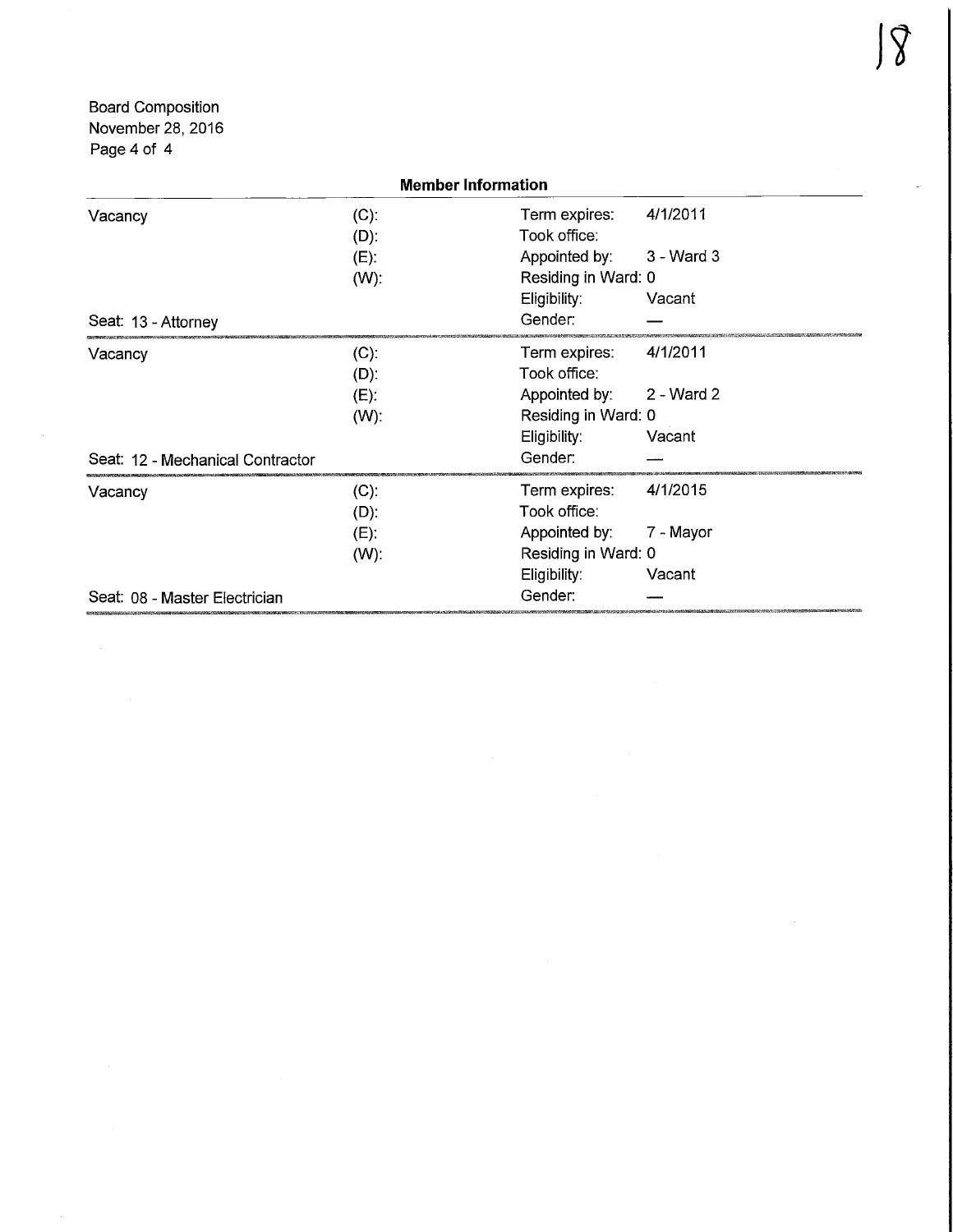Board Composition
November 28, 2016

**Member Information**

| | | | |
|---|---|---|---|
| Vacancy | (C): | Term expires: | 4/1/2011 |
| | (D): | Took office: | |
| | (E): | Appointed by: | 3 - Ward 3 |
| | (W): | Residing in Ward: 0 | |
| | | Eligibility: | Vacant |
| Seat: 13 - Attorney | | Gender: | — |
| Vacancy | (C): | Term expires: | 4/1/2011 |
| | (D): | Took office: | |
| | (E): | Appointed by: | 2 - Ward 2 |
| | (W): | Residing in Ward: 0 | |
| | | Eligibility: | Vacant |
| Seat: 12 - Mechanical Contractor | | Gender: | — |
| Vacancy | (C): | Term expires: | 4/1/2015 |
| | (D): | Took office: | |
| | (E): | Appointed by: | 7 - Mayor |
| | (W): | Residing in Ward: 0 | |
| | | Eligibility: | Vacant |
| Seat: 08 - Master Electrician | | Gender: | — |